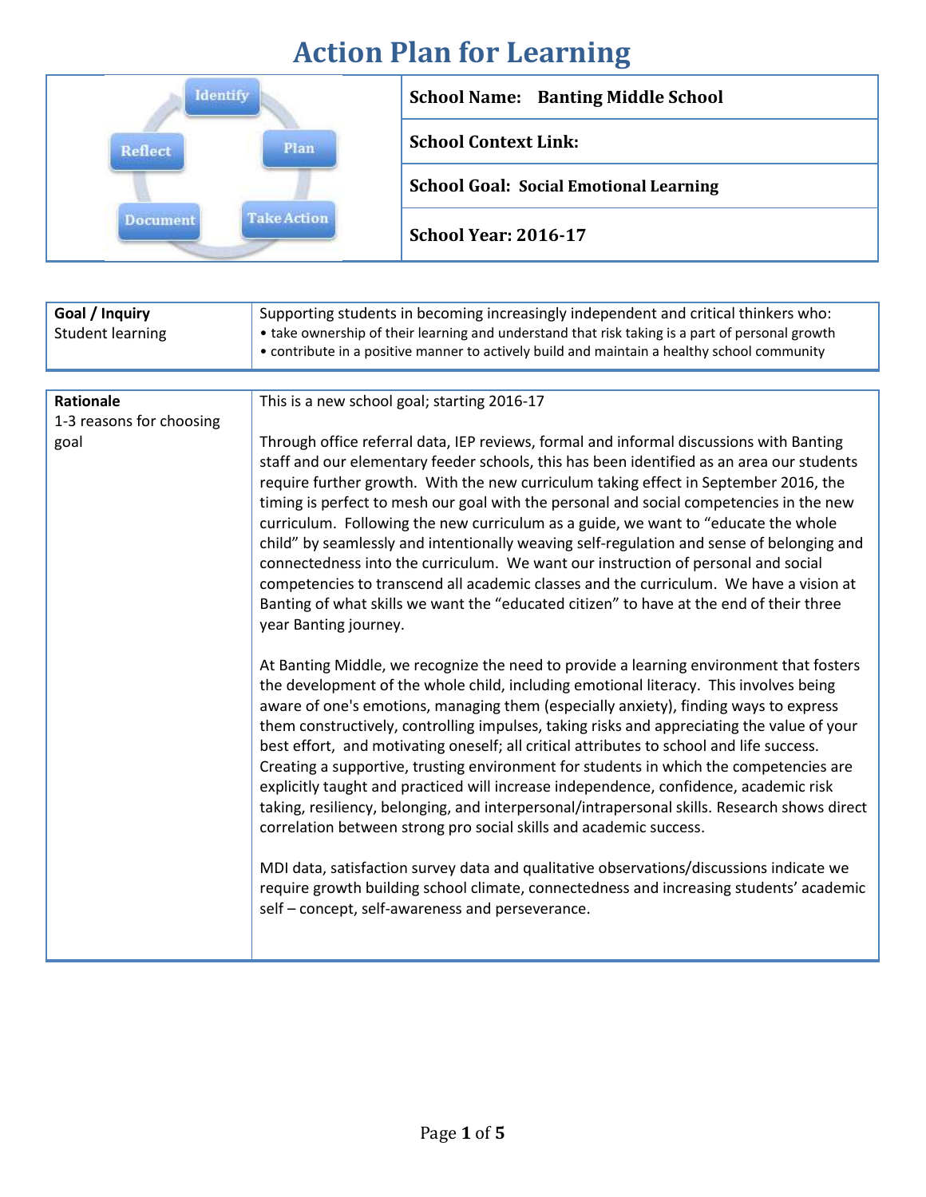# Action Plan for Learning

Identify → Plan → Take Action → Document → Reflect

| | |
|---|---|
| **School Name:** | **Banting Middle School** |
| **School Context Link:** | |
| **School Goal:** | **Social Emotional Learning** |
| **School Year:** | **2016-17** |

| | |
|---|---|
| **Goal / Inquiry**<br>Student learning | Supporting students in becoming increasingly independent and critical thinkers who:<br>• take ownership of their learning and understand that risk taking is a part of personal growth<br>• contribute in a positive manner to actively build and maintain a healthy school community |

| | |
|---|---|
| **Rationale**<br>1-3 reasons for choosing goal | This is a new school goal; starting 2016-17<br><br>Through office referral data, IEP reviews, formal and informal discussions with Banting staff and our elementary feeder schools, this has been identified as an area our students require further growth. With the new curriculum taking effect in September 2016, the timing is perfect to mesh our goal with the personal and social competencies in the new curriculum. Following the new curriculum as a guide, we want to "educate the whole child" by seamlessly and intentionally weaving self-regulation and sense of belonging and connectedness into the curriculum. We want our instruction of personal and social competencies to transcend all academic classes and the curriculum. We have a vision at Banting of what skills we want the "educated citizen" to have at the end of their three year Banting journey.<br><br>At Banting Middle, we recognize the need to provide a learning environment that fosters the development of the whole child, including emotional literacy. This involves being aware of one's emotions, managing them (especially anxiety), finding ways to express them constructively, controlling impulses, taking risks and appreciating the value of your best effort, and motivating oneself; all critical attributes to school and life success. Creating a supportive, trusting environment for students in which the competencies are explicitly taught and practiced will increase independence, confidence, academic risk taking, resiliency, belonging, and interpersonal/intrapersonal skills. Research shows direct correlation between strong pro social skills and academic success.<br><br>MDI data, satisfaction survey data and qualitative observations/discussions indicate we require growth building school climate, connectedness and increasing students' academic self – concept, self-awareness and perseverance. |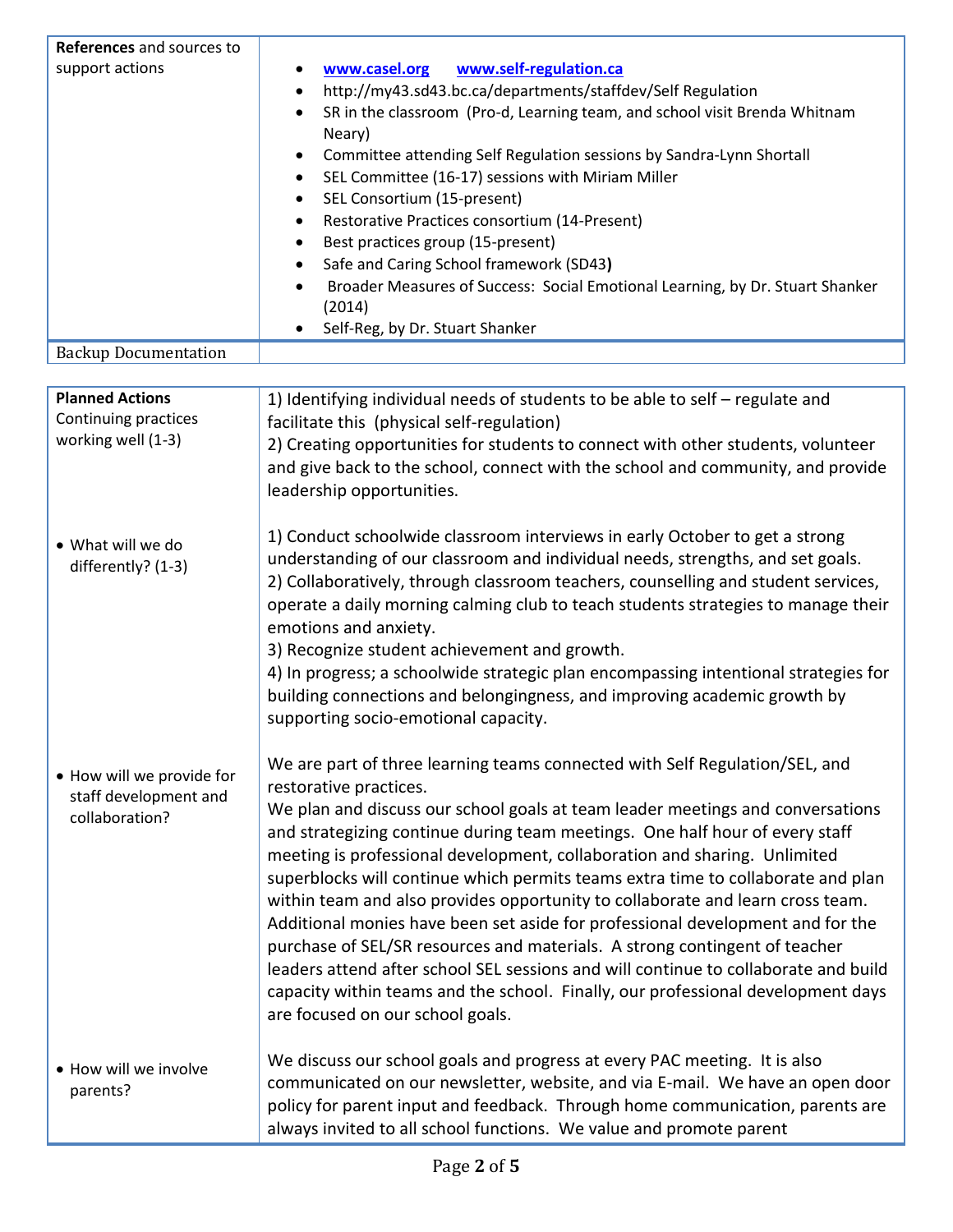| **References** and sources to support actions | • [www.casel.org](http://www.casel.org) [www.self-regulation.ca](http://www.self-regulation.ca)<br>• http://my43.sd43.bc.ca/departments/staffdev/Self Regulation<br>• SR in the classroom (Pro-d, Learning team, and school visit Brenda Whitnam Neary)<br>• Committee attending Self Regulation sessions by Sandra-Lynn Shortall<br>• SEL Committee (16-17) sessions with Miriam Miller<br>• SEL Consortium (15-present)<br>• Restorative Practices consortium (14-Present)<br>• Best practices group (15-present)<br>• Safe and Caring School framework (SD43**)**<br>• Broader Measures of Success: Social Emotional Learning, by Dr. Stuart Shanker (2014)<br>• Self-Reg, by Dr. Stuart Shanker |
|---|---|
| Backup Documentation | |

| **Planned Actions** Continuing practices working well (1-3) | 1) Identifying individual needs of students to be able to self – regulate and facilitate this (physical self-regulation)<br>2) Creating opportunities for students to connect with other students, volunteer and give back to the school, connect with the school and community, and provide leadership opportunities. |
|---|---|
| • What will we do differently? (1-3) | 1) Conduct schoolwide classroom interviews in early October to get a strong understanding of our classroom and individual needs, strengths, and set goals.<br>2) Collaboratively, through classroom teachers, counselling and student services, operate a daily morning calming club to teach students strategies to manage their emotions and anxiety.<br>3) Recognize student achievement and growth.<br>4) In progress; a schoolwide strategic plan encompassing intentional strategies for building connections and belongingness, and improving academic growth by supporting socio-emotional capacity. |
| • How will we provide for staff development and collaboration? | We are part of three learning teams connected with Self Regulation/SEL, and restorative practices.<br>We plan and discuss our school goals at team leader meetings and conversations and strategizing continue during team meetings. One half hour of every staff meeting is professional development, collaboration and sharing. Unlimited superblocks will continue which permits teams extra time to collaborate and plan within team and also provides opportunity to collaborate and learn cross team. Additional monies have been set aside for professional development and for the purchase of SEL/SR resources and materials. A strong contingent of teacher leaders attend after school SEL sessions and will continue to collaborate and build capacity within teams and the school. Finally, our professional development days are focused on our school goals. |
| • How will we involve parents? | We discuss our school goals and progress at every PAC meeting. It is also communicated on our newsletter, website, and via E-mail. We have an open door policy for parent input and feedback. Through home communication, parents are always invited to all school functions. We value and promote parent |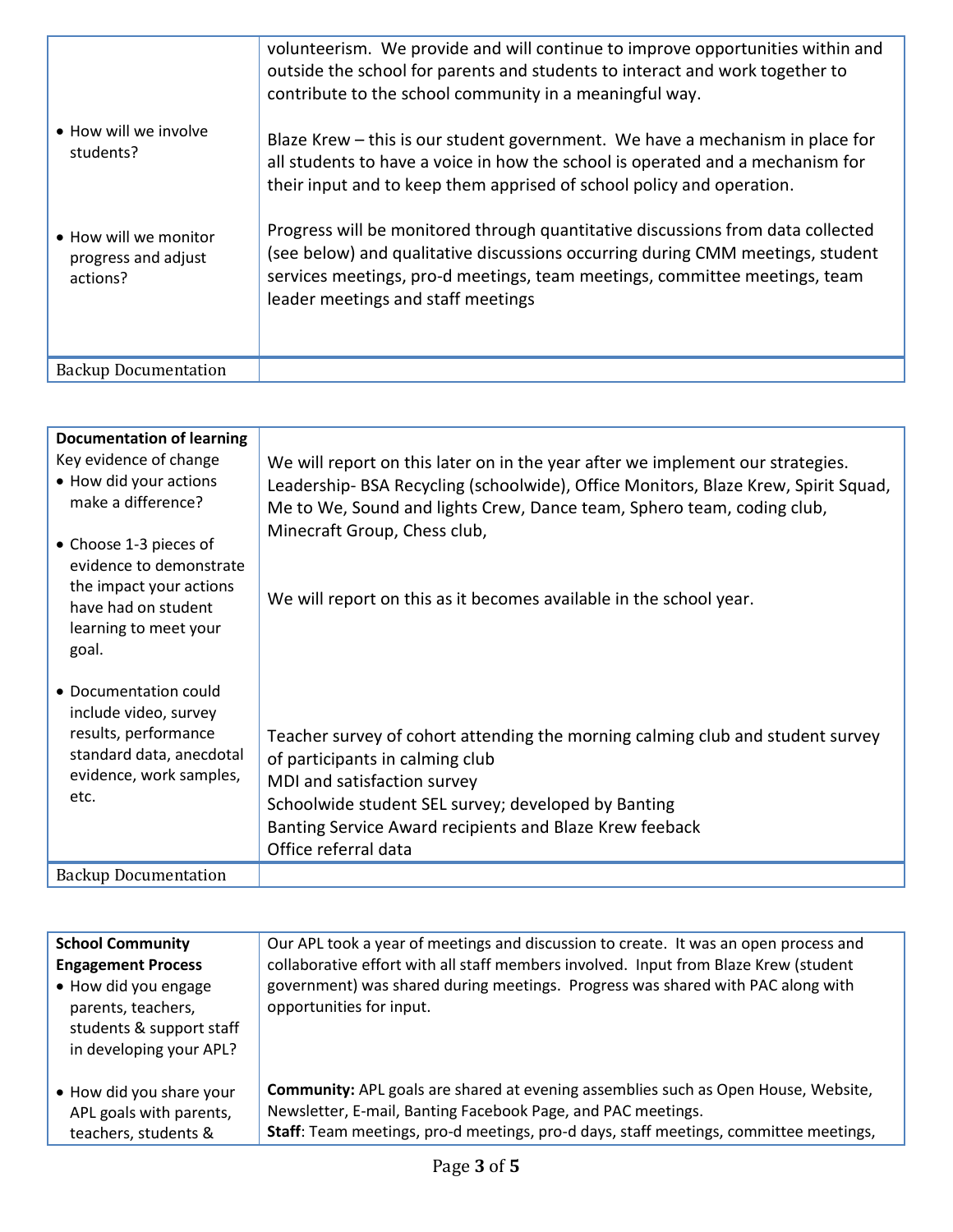| | |
|---|---|
| | volunteerism. We provide and will continue to improve opportunities within and outside the school for parents and students to interact and work together to contribute to the school community in a meaningful way. |
| • How will we involve students? | Blaze Krew – this is our student government. We have a mechanism in place for all students to have a voice in how the school is operated and a mechanism for their input and to keep them apprised of school policy and operation. |
| • How will we monitor progress and adjust actions? | Progress will be monitored through quantitative discussions from data collected (see below) and qualitative discussions occurring during CMM meetings, student services meetings, pro-d meetings, team meetings, committee meetings, team leader meetings and staff meetings |
| Backup Documentation | |

| | |
|---|---|
| **Documentation of learning**<br>Key evidence of change<br>• How did your actions make a difference? | We will report on this later on in the year after we implement our strategies.<br>Leadership- BSA Recycling (schoolwide), Office Monitors, Blaze Krew, Spirit Squad, Me to We, Sound and lights Crew, Dance team, Sphero team, coding club, Minecraft Group, Chess club, |
| • Choose 1-3 pieces of evidence to demonstrate the impact your actions have had on student learning to meet your goal. | We will report on this as it becomes available in the school year. |
| • Documentation could include video, survey results, performance standard data, anecdotal evidence, work samples, etc. | Teacher survey of cohort attending the morning calming club and student survey of participants in calming club<br>MDI and satisfaction survey<br>Schoolwide student SEL survey; developed by Banting<br>Banting Service Award recipients and Blaze Krew feeback<br>Office referral data |
| Backup Documentation | |

| | |
|---|---|
| **School Community Engagement Process**<br>• How did you engage parents, teachers, students & support staff in developing your APL? | Our APL took a year of meetings and discussion to create. It was an open process and collaborative effort with all staff members involved. Input from Blaze Krew (student government) was shared during meetings. Progress was shared with PAC along with opportunities for input. |
| • How did you share your APL goals with parents, teachers, students & | **Community:** APL goals are shared at evening assemblies such as Open House, Website, Newsletter, E-mail, Banting Facebook Page, and PAC meetings.<br>**Staff**: Team meetings, pro-d meetings, pro-d days, staff meetings, committee meetings, |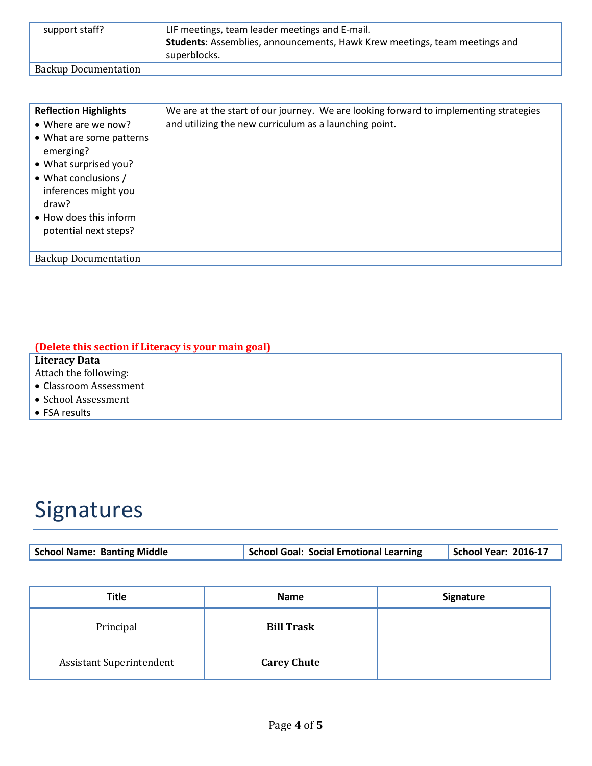| support staff? | LIF meetings, team leader meetings and E-mail.<br>**Students**: Assemblies, announcements, Hawk Krew meetings, team meetings and superblocks. |
|---|---|
| Backup Documentation | |

| **Reflection Highlights**<br>• Where are we now?<br>• What are some patterns emerging?<br>• What surprised you?<br>• What conclusions / inferences might you draw?<br>• How does this inform potential next steps? | We are at the start of our journey. We are looking forward to implementing strategies and utilizing the new curriculum as a launching point. |
|---|---|
| Backup Documentation | |

**(Delete this section if Literacy is your main goal)**

| **Literacy Data**<br>Attach the following:<br>• Classroom Assessment<br>• School Assessment<br>• FSA results | |
|---|---|

# Signatures

| **School Name: Banting Middle** | **School Goal: Social Emotional Learning** | **School Year: 2016-17** |
|---|---|---|

| Title | Name | Signature |
|---|---|---|
| Principal | **Bill Trask** | |
| Assistant Superintendent | **Carey Chute** | |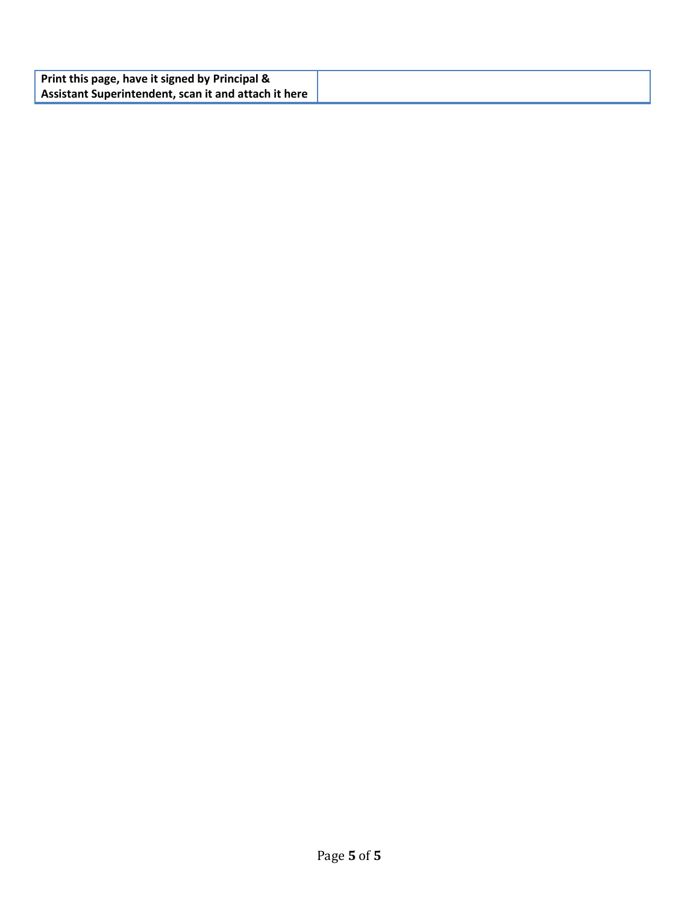| | |
|---|---|
| **Print this page, have it signed by Principal & Assistant Superintendent, scan it and attach it here** | |